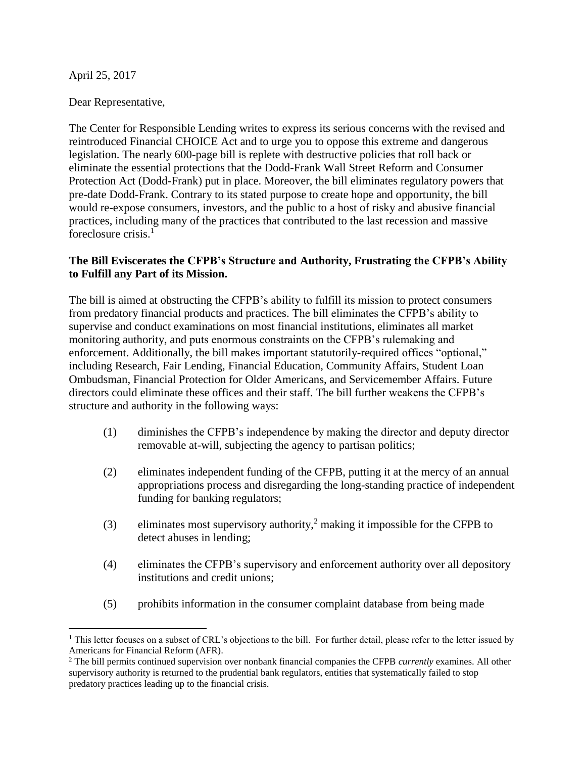April 25, 2017

Dear Representative,

The Center for Responsible Lending writes to express its serious concerns with the revised and reintroduced Financial CHOICE Act and to urge you to oppose this extreme and dangerous legislation. The nearly 600-page bill is replete with destructive policies that roll back or eliminate the essential protections that the Dodd-Frank Wall Street Reform and Consumer Protection Act (Dodd-Frank) put in place. Moreover, the bill eliminates regulatory powers that pre-date Dodd-Frank. Contrary to its stated purpose to create hope and opportunity, the bill would re-expose consumers, investors, and the public to a host of risky and abusive financial practices, including many of the practices that contributed to the last recession and massive foreclosure crisis.[1]

**The Bill Eviscerates the CFPB's Structure and Authority, Frustrating the CFPB's Ability to Fulfill any Part of its Mission.**

The bill is aimed at obstructing the CFPB's ability to fulfill its mission to protect consumers from predatory financial products and practices. The bill eliminates the CFPB's ability to supervise and conduct examinations on most financial institutions, eliminates all market monitoring authority, and puts enormous constraints on the CFPB's rulemaking and enforcement. Additionally, the bill makes important statutorily-required offices "optional," including Research, Fair Lending, Financial Education, Community Affairs, Student Loan Ombudsman, Financial Protection for Older Americans, and Servicemember Affairs. Future directors could eliminate these offices and their staff. The bill further weakens the CFPB's structure and authority in the following ways:

(1) diminishes the CFPB's independence by making the director and deputy director removable at-will, subjecting the agency to partisan politics;

(2) eliminates independent funding of the CFPB, putting it at the mercy of an annual appropriations process and disregarding the long-standing practice of independent funding for banking regulators;

(3) eliminates most supervisory authority,[2] making it impossible for the CFPB to detect abuses in lending;

(4) eliminates the CFPB's supervisory and enforcement authority over all depository institutions and credit unions;

(5) prohibits information in the consumer complaint database from being made

---

[1] This letter focuses on a subset of CRL's objections to the bill. For further detail, please refer to the letter issued by Americans for Financial Reform (AFR).

[2] The bill permits continued supervision over nonbank financial companies the CFPB *currently* examines. All other supervisory authority is returned to the prudential bank regulators, entities that systematically failed to stop predatory practices leading up to the financial crisis.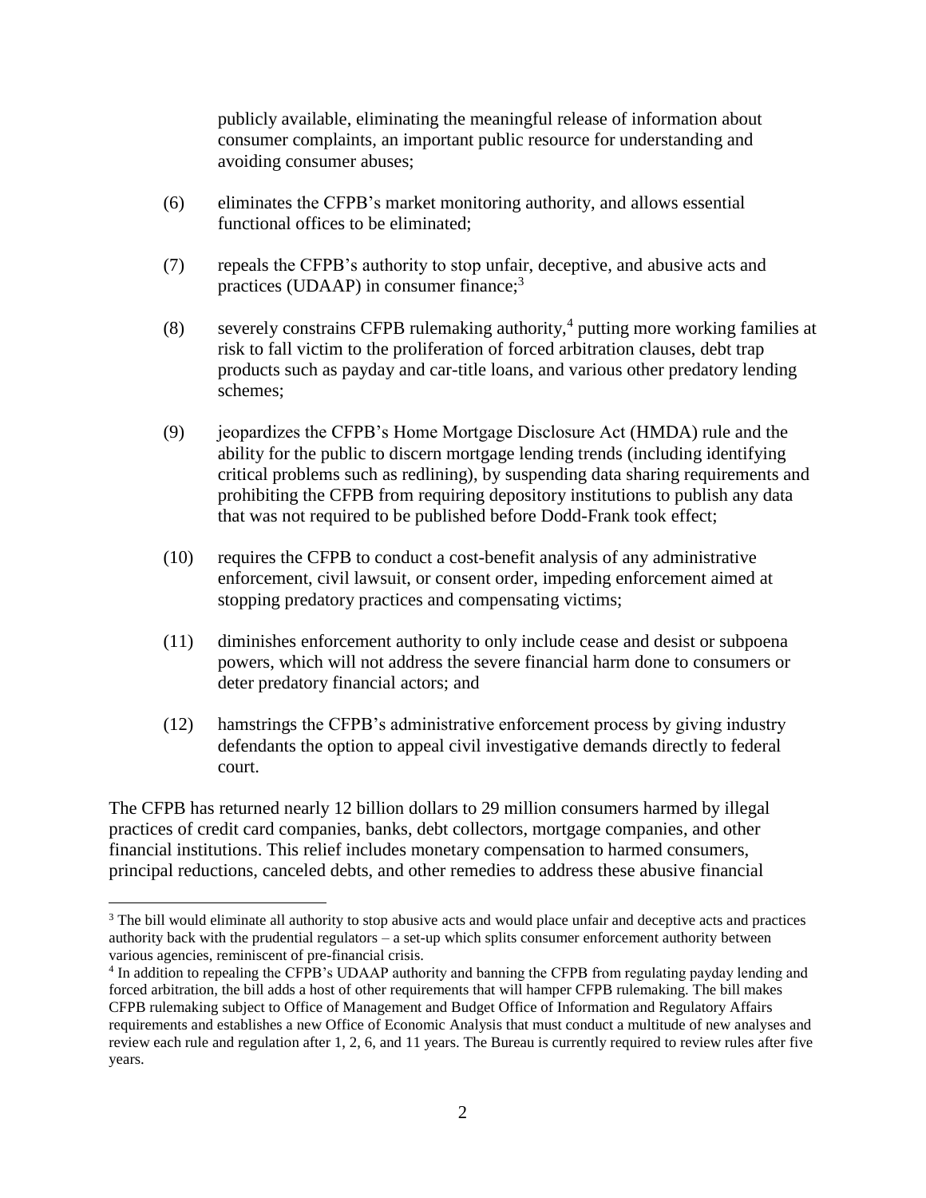publicly available, eliminating the meaningful release of information about consumer complaints, an important public resource for understanding and avoiding consumer abuses;

(6) eliminates the CFPB's market monitoring authority, and allows essential functional offices to be eliminated;

(7) repeals the CFPB's authority to stop unfair, deceptive, and abusive acts and practices (UDAAP) in consumer finance;[3]

(8) severely constrains CFPB rulemaking authority,[4] putting more working families at risk to fall victim to the proliferation of forced arbitration clauses, debt trap products such as payday and car-title loans, and various other predatory lending schemes;

(9) jeopardizes the CFPB's Home Mortgage Disclosure Act (HMDA) rule and the ability for the public to discern mortgage lending trends (including identifying critical problems such as redlining), by suspending data sharing requirements and prohibiting the CFPB from requiring depository institutions to publish any data that was not required to be published before Dodd-Frank took effect;

(10) requires the CFPB to conduct a cost-benefit analysis of any administrative enforcement, civil lawsuit, or consent order, impeding enforcement aimed at stopping predatory practices and compensating victims;

(11) diminishes enforcement authority to only include cease and desist or subpoena powers, which will not address the severe financial harm done to consumers or deter predatory financial actors; and

(12) hamstrings the CFPB's administrative enforcement process by giving industry defendants the option to appeal civil investigative demands directly to federal court.

The CFPB has returned nearly 12 billion dollars to 29 million consumers harmed by illegal practices of credit card companies, banks, debt collectors, mortgage companies, and other financial institutions. This relief includes monetary compensation to harmed consumers, principal reductions, canceled debts, and other remedies to address these abusive financial

---

[3] The bill would eliminate all authority to stop abusive acts and would place unfair and deceptive acts and practices authority back with the prudential regulators – a set-up which splits consumer enforcement authority between various agencies, reminiscent of pre-financial crisis.

[4] In addition to repealing the CFPB's UDAAP authority and banning the CFPB from regulating payday lending and forced arbitration, the bill adds a host of other requirements that will hamper CFPB rulemaking. The bill makes CFPB rulemaking subject to Office of Management and Budget Office of Information and Regulatory Affairs requirements and establishes a new Office of Economic Analysis that must conduct a multitude of new analyses and review each rule and regulation after 1, 2, 6, and 11 years. The Bureau is currently required to review rules after five years.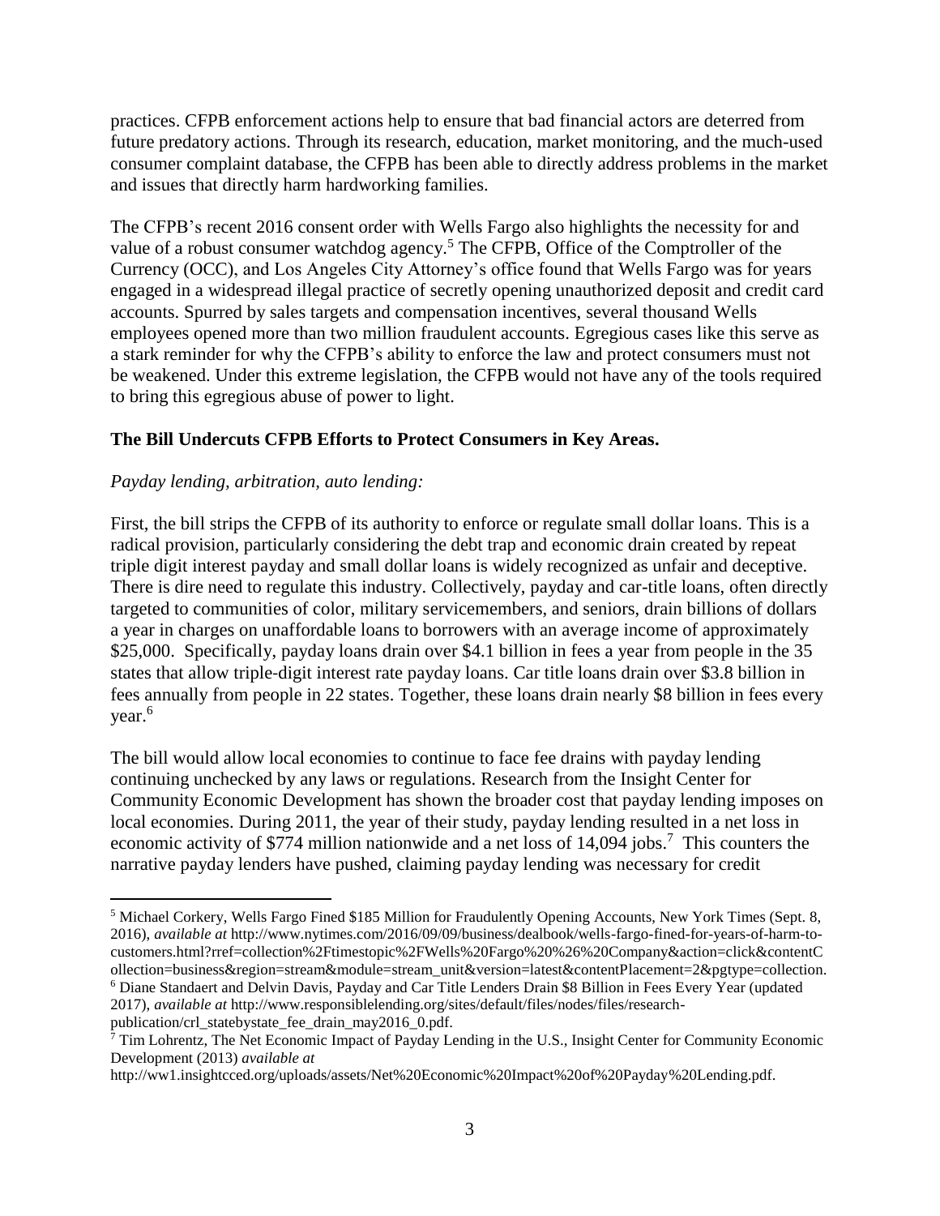practices. CFPB enforcement actions help to ensure that bad financial actors are deterred from future predatory actions. Through its research, education, market monitoring, and the much-used consumer complaint database, the CFPB has been able to directly address problems in the market and issues that directly harm hardworking families.

The CFPB's recent 2016 consent order with Wells Fargo also highlights the necessity for and value of a robust consumer watchdog agency.[5] The CFPB, Office of the Comptroller of the Currency (OCC), and Los Angeles City Attorney's office found that Wells Fargo was for years engaged in a widespread illegal practice of secretly opening unauthorized deposit and credit card accounts. Spurred by sales targets and compensation incentives, several thousand Wells employees opened more than two million fraudulent accounts. Egregious cases like this serve as a stark reminder for why the CFPB's ability to enforce the law and protect consumers must not be weakened. Under this extreme legislation, the CFPB would not have any of the tools required to bring this egregious abuse of power to light.

**The Bill Undercuts CFPB Efforts to Protect Consumers in Key Areas.**

*Payday lending, arbitration, auto lending:*

First, the bill strips the CFPB of its authority to enforce or regulate small dollar loans. This is a radical provision, particularly considering the debt trap and economic drain created by repeat triple digit interest payday and small dollar loans is widely recognized as unfair and deceptive. There is dire need to regulate this industry. Collectively, payday and car-title loans, often directly targeted to communities of color, military servicemembers, and seniors, drain billions of dollars a year in charges on unaffordable loans to borrowers with an average income of approximately $25,000. Specifically, payday loans drain over $4.1 billion in fees a year from people in the 35 states that allow triple-digit interest rate payday loans. Car title loans drain over $3.8 billion in fees annually from people in 22 states. Together, these loans drain nearly $8 billion in fees every year.[6]

The bill would allow local economies to continue to face fee drains with payday lending continuing unchecked by any laws or regulations. Research from the Insight Center for Community Economic Development has shown the broader cost that payday lending imposes on local economies. During 2011, the year of their study, payday lending resulted in a net loss in economic activity of $774 million nationwide and a net loss of 14,094 jobs.[7] This counters the narrative payday lenders have pushed, claiming payday lending was necessary for credit

---

[5] Michael Corkery, Wells Fargo Fined $185 Million for Fraudulently Opening Accounts, New York Times (Sept. 8, 2016), *available at* http://www.nytimes.com/2016/09/09/business/dealbook/wells-fargo-fined-for-years-of-harm-to-customers.html?rref=collection%2Ftimestopic%2FWells%20Fargo%20%26%20Company&action=click&contentCollection=business&region=stream&module=stream_unit&version=latest&contentPlacement=2&pgtype=collection.

[6] Diane Standaert and Delvin Davis, Payday and Car Title Lenders Drain $8 Billion in Fees Every Year (updated 2017), *available at* http://www.responsiblelending.org/sites/default/files/nodes/files/research-publication/crl_statebystate_fee_drain_may2016_0.pdf.

[7] Tim Lohrentz, The Net Economic Impact of Payday Lending in the U.S., Insight Center for Community Economic Development (2013) *available at* http://ww1.insightcced.org/uploads/assets/Net%20Economic%20Impact%20of%20Payday%20Lending.pdf.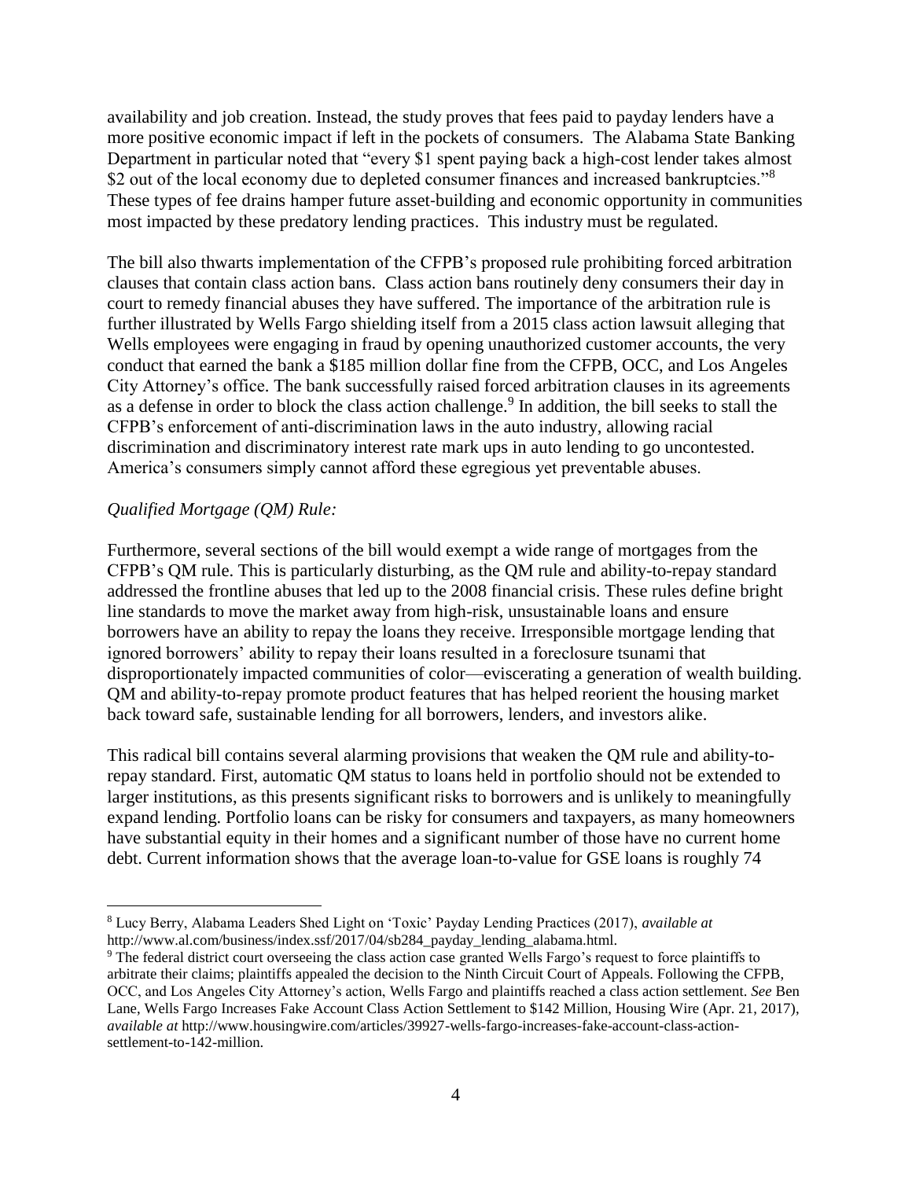availability and job creation. Instead, the study proves that fees paid to payday lenders have a more positive economic impact if left in the pockets of consumers. The Alabama State Banking Department in particular noted that "every $1 spent paying back a high-cost lender takes almost $2 out of the local economy due to depleted consumer finances and increased bankruptcies."[8] These types of fee drains hamper future asset-building and economic opportunity in communities most impacted by these predatory lending practices. This industry must be regulated.

The bill also thwarts implementation of the CFPB's proposed rule prohibiting forced arbitration clauses that contain class action bans. Class action bans routinely deny consumers their day in court to remedy financial abuses they have suffered. The importance of the arbitration rule is further illustrated by Wells Fargo shielding itself from a 2015 class action lawsuit alleging that Wells employees were engaging in fraud by opening unauthorized customer accounts, the very conduct that earned the bank a $185 million dollar fine from the CFPB, OCC, and Los Angeles City Attorney's office. The bank successfully raised forced arbitration clauses in its agreements as a defense in order to block the class action challenge.[9] In addition, the bill seeks to stall the CFPB's enforcement of anti-discrimination laws in the auto industry, allowing racial discrimination and discriminatory interest rate mark ups in auto lending to go uncontested. America's consumers simply cannot afford these egregious yet preventable abuses.

*Qualified Mortgage (QM) Rule:*

Furthermore, several sections of the bill would exempt a wide range of mortgages from the CFPB's QM rule. This is particularly disturbing, as the QM rule and ability-to-repay standard addressed the frontline abuses that led up to the 2008 financial crisis. These rules define bright line standards to move the market away from high-risk, unsustainable loans and ensure borrowers have an ability to repay the loans they receive. Irresponsible mortgage lending that ignored borrowers' ability to repay their loans resulted in a foreclosure tsunami that disproportionately impacted communities of color—eviscerating a generation of wealth building. QM and ability-to-repay promote product features that has helped reorient the housing market back toward safe, sustainable lending for all borrowers, lenders, and investors alike.

This radical bill contains several alarming provisions that weaken the QM rule and ability-to-repay standard. First, automatic QM status to loans held in portfolio should not be extended to larger institutions, as this presents significant risks to borrowers and is unlikely to meaningfully expand lending. Portfolio loans can be risky for consumers and taxpayers, as many homeowners have substantial equity in their homes and a significant number of those have no current home debt. Current information shows that the average loan-to-value for GSE loans is roughly 74

---

[8] Lucy Berry, Alabama Leaders Shed Light on 'Toxic' Payday Lending Practices (2017), *available at* http://www.al.com/business/index.ssf/2017/04/sb284_payday_lending_alabama.html.

[9] The federal district court overseeing the class action case granted Wells Fargo's request to force plaintiffs to arbitrate their claims; plaintiffs appealed the decision to the Ninth Circuit Court of Appeals. Following the CFPB, OCC, and Los Angeles City Attorney's action, Wells Fargo and plaintiffs reached a class action settlement. *See* Ben Lane, Wells Fargo Increases Fake Account Class Action Settlement to $142 Million, Housing Wire (Apr. 21, 2017), *available at* http://www.housingwire.com/articles/39927-wells-fargo-increases-fake-account-class-action-settlement-to-142-million.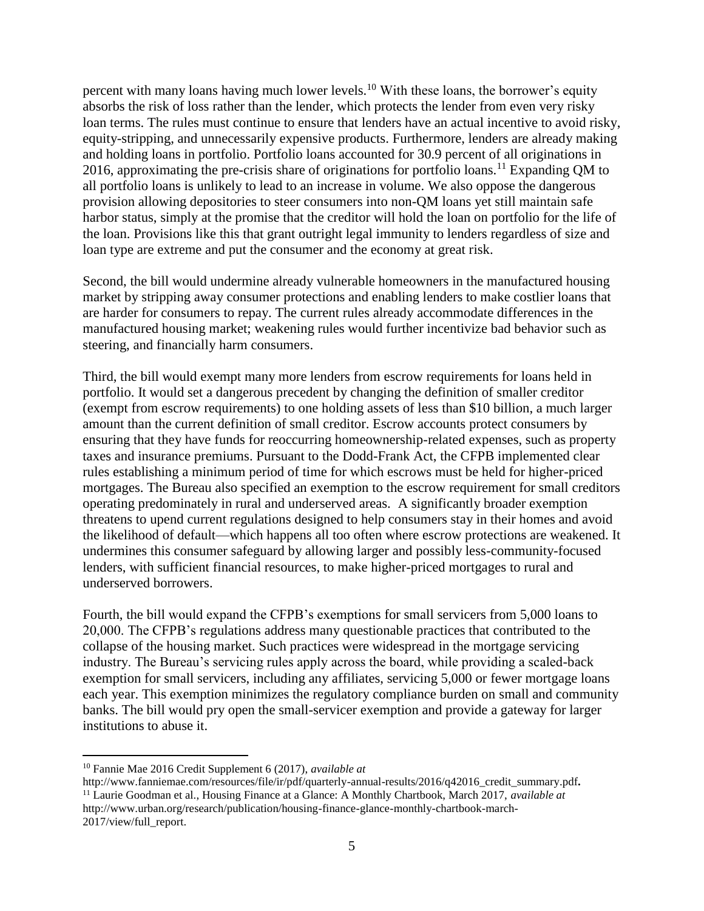percent with many loans having much lower levels.[10] With these loans, the borrower's equity absorbs the risk of loss rather than the lender, which protects the lender from even very risky loan terms. The rules must continue to ensure that lenders have an actual incentive to avoid risky, equity-stripping, and unnecessarily expensive products. Furthermore, lenders are already making and holding loans in portfolio. Portfolio loans accounted for 30.9 percent of all originations in 2016, approximating the pre-crisis share of originations for portfolio loans.[11] Expanding QM to all portfolio loans is unlikely to lead to an increase in volume. We also oppose the dangerous provision allowing depositories to steer consumers into non-QM loans yet still maintain safe harbor status, simply at the promise that the creditor will hold the loan on portfolio for the life of the loan. Provisions like this that grant outright legal immunity to lenders regardless of size and loan type are extreme and put the consumer and the economy at great risk.

Second, the bill would undermine already vulnerable homeowners in the manufactured housing market by stripping away consumer protections and enabling lenders to make costlier loans that are harder for consumers to repay. The current rules already accommodate differences in the manufactured housing market; weakening rules would further incentivize bad behavior such as steering, and financially harm consumers.

Third, the bill would exempt many more lenders from escrow requirements for loans held in portfolio. It would set a dangerous precedent by changing the definition of smaller creditor (exempt from escrow requirements) to one holding assets of less than $10 billion, a much larger amount than the current definition of small creditor. Escrow accounts protect consumers by ensuring that they have funds for reoccurring homeownership-related expenses, such as property taxes and insurance premiums. Pursuant to the Dodd-Frank Act, the CFPB implemented clear rules establishing a minimum period of time for which escrows must be held for higher-priced mortgages. The Bureau also specified an exemption to the escrow requirement for small creditors operating predominately in rural and underserved areas. A significantly broader exemption threatens to upend current regulations designed to help consumers stay in their homes and avoid the likelihood of default—which happens all too often where escrow protections are weakened. It undermines this consumer safeguard by allowing larger and possibly less-community-focused lenders, with sufficient financial resources, to make higher-priced mortgages to rural and underserved borrowers.

Fourth, the bill would expand the CFPB's exemptions for small servicers from 5,000 loans to 20,000. The CFPB's regulations address many questionable practices that contributed to the collapse of the housing market. Such practices were widespread in the mortgage servicing industry. The Bureau's servicing rules apply across the board, while providing a scaled-back exemption for small servicers, including any affiliates, servicing 5,000 or fewer mortgage loans each year. This exemption minimizes the regulatory compliance burden on small and community banks. The bill would pry open the small-servicer exemption and provide a gateway for larger institutions to abuse it.

---

[10] Fannie Mae 2016 Credit Supplement 6 (2017), *available at* http://www.fanniemae.com/resources/file/ir/pdf/quarterly-annual-results/2016/q42016_credit_summary.pdf.

[11] Laurie Goodman et al., Housing Finance at a Glance: A Monthly Chartbook, March 2017, *available at* http://www.urban.org/research/publication/housing-finance-glance-monthly-chartbook-march-2017/view/full_report.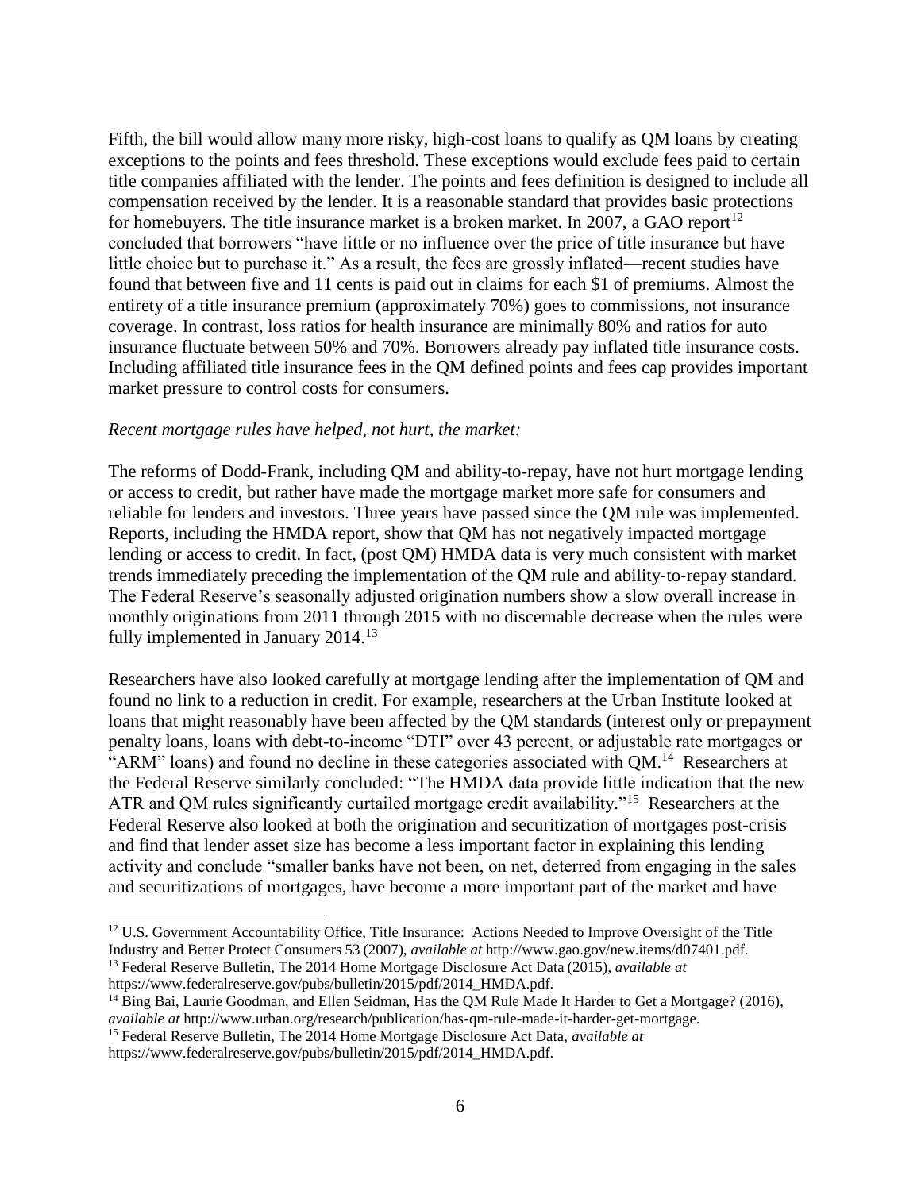Fifth, the bill would allow many more risky, high-cost loans to qualify as QM loans by creating exceptions to the points and fees threshold. These exceptions would exclude fees paid to certain title companies affiliated with the lender. The points and fees definition is designed to include all compensation received by the lender. It is a reasonable standard that provides basic protections for homebuyers. The title insurance market is a broken market. In 2007, a GAO report[12] concluded that borrowers "have little or no influence over the price of title insurance but have little choice but to purchase it." As a result, the fees are grossly inflated—recent studies have found that between five and 11 cents is paid out in claims for each $1 of premiums. Almost the entirety of a title insurance premium (approximately 70%) goes to commissions, not insurance coverage. In contrast, loss ratios for health insurance are minimally 80% and ratios for auto insurance fluctuate between 50% and 70%. Borrowers already pay inflated title insurance costs. Including affiliated title insurance fees in the QM defined points and fees cap provides important market pressure to control costs for consumers.

*Recent mortgage rules have helped, not hurt, the market:*

The reforms of Dodd-Frank, including QM and ability-to-repay, have not hurt mortgage lending or access to credit, but rather have made the mortgage market more safe for consumers and reliable for lenders and investors. Three years have passed since the QM rule was implemented. Reports, including the HMDA report, show that QM has not negatively impacted mortgage lending or access to credit. In fact, (post QM) HMDA data is very much consistent with market trends immediately preceding the implementation of the QM rule and ability-to-repay standard. The Federal Reserve's seasonally adjusted origination numbers show a slow overall increase in monthly originations from 2011 through 2015 with no discernable decrease when the rules were fully implemented in January 2014.[13]

Researchers have also looked carefully at mortgage lending after the implementation of QM and found no link to a reduction in credit. For example, researchers at the Urban Institute looked at loans that might reasonably have been affected by the QM standards (interest only or prepayment penalty loans, loans with debt-to-income "DTI" over 43 percent, or adjustable rate mortgages or "ARM" loans) and found no decline in these categories associated with QM.[14] Researchers at the Federal Reserve similarly concluded: "The HMDA data provide little indication that the new ATR and QM rules significantly curtailed mortgage credit availability."[15] Researchers at the Federal Reserve also looked at both the origination and securitization of mortgages post-crisis and find that lender asset size has become a less important factor in explaining this lending activity and conclude "smaller banks have not been, on net, deterred from engaging in the sales and securitizations of mortgages, have become a more important part of the market and have

---

[12] U.S. Government Accountability Office, Title Insurance: Actions Needed to Improve Oversight of the Title Industry and Better Protect Consumers 53 (2007), *available at* http://www.gao.gov/new.items/d07401.pdf.

[13] Federal Reserve Bulletin, The 2014 Home Mortgage Disclosure Act Data (2015), *available at* https://www.federalreserve.gov/pubs/bulletin/2015/pdf/2014_HMDA.pdf.

[14] Bing Bai, Laurie Goodman, and Ellen Seidman, Has the QM Rule Made It Harder to Get a Mortgage? (2016), *available at* http://www.urban.org/research/publication/has-qm-rule-made-it-harder-get-mortgage.

[15] Federal Reserve Bulletin, The 2014 Home Mortgage Disclosure Act Data, *available at* https://www.federalreserve.gov/pubs/bulletin/2015/pdf/2014_HMDA.pdf.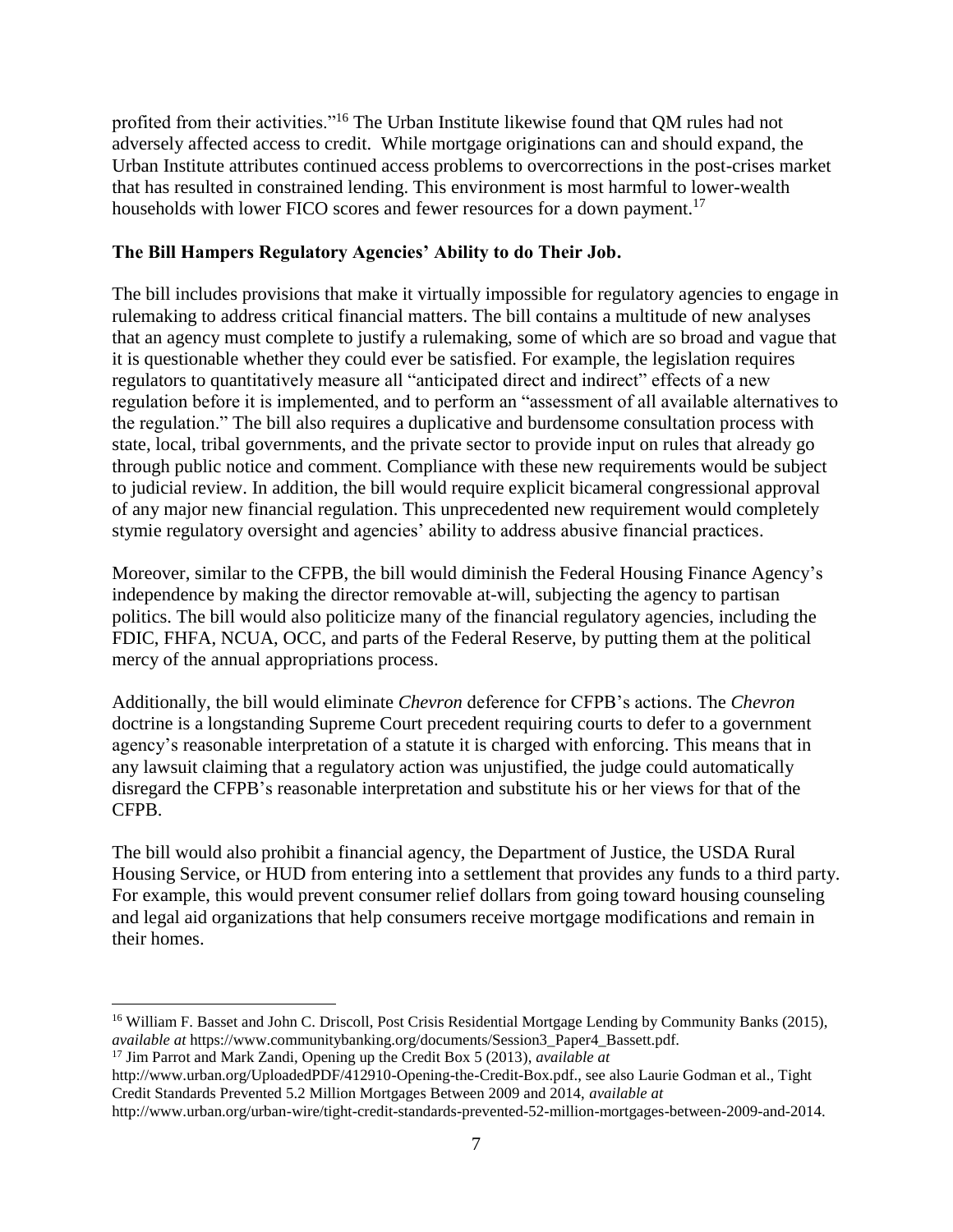profited from their activities."[16] The Urban Institute likewise found that QM rules had not adversely affected access to credit. While mortgage originations can and should expand, the Urban Institute attributes continued access problems to overcorrections in the post-crises market that has resulted in constrained lending. This environment is most harmful to lower-wealth households with lower FICO scores and fewer resources for a down payment.[17]

**The Bill Hampers Regulatory Agencies' Ability to do Their Job.**

The bill includes provisions that make it virtually impossible for regulatory agencies to engage in rulemaking to address critical financial matters. The bill contains a multitude of new analyses that an agency must complete to justify a rulemaking, some of which are so broad and vague that it is questionable whether they could ever be satisfied. For example, the legislation requires regulators to quantitatively measure all "anticipated direct and indirect" effects of a new regulation before it is implemented, and to perform an "assessment of all available alternatives to the regulation." The bill also requires a duplicative and burdensome consultation process with state, local, tribal governments, and the private sector to provide input on rules that already go through public notice and comment. Compliance with these new requirements would be subject to judicial review. In addition, the bill would require explicit bicameral congressional approval of any major new financial regulation. This unprecedented new requirement would completely stymie regulatory oversight and agencies' ability to address abusive financial practices.

Moreover, similar to the CFPB, the bill would diminish the Federal Housing Finance Agency's independence by making the director removable at-will, subjecting the agency to partisan politics. The bill would also politicize many of the financial regulatory agencies, including the FDIC, FHFA, NCUA, OCC, and parts of the Federal Reserve, by putting them at the political mercy of the annual appropriations process.

Additionally, the bill would eliminate *Chevron* deference for CFPB's actions. The *Chevron* doctrine is a longstanding Supreme Court precedent requiring courts to defer to a government agency's reasonable interpretation of a statute it is charged with enforcing. This means that in any lawsuit claiming that a regulatory action was unjustified, the judge could automatically disregard the CFPB's reasonable interpretation and substitute his or her views for that of the CFPB.

The bill would also prohibit a financial agency, the Department of Justice, the USDA Rural Housing Service, or HUD from entering into a settlement that provides any funds to a third party. For example, this would prevent consumer relief dollars from going toward housing counseling and legal aid organizations that help consumers receive mortgage modifications and remain in their homes.

---

[16] William F. Basset and John C. Driscoll, Post Crisis Residential Mortgage Lending by Community Banks (2015), *available at* https://www.communitybanking.org/documents/Session3_Paper4_Bassett.pdf.

[17] Jim Parrot and Mark Zandi, Opening up the Credit Box 5 (2013), *available at* http://www.urban.org/UploadedPDF/412910-Opening-the-Credit-Box.pdf., see also Laurie Godman et al., Tight Credit Standards Prevented 5.2 Million Mortgages Between 2009 and 2014, *available at* http://www.urban.org/urban-wire/tight-credit-standards-prevented-52-million-mortgages-between-2009-and-2014.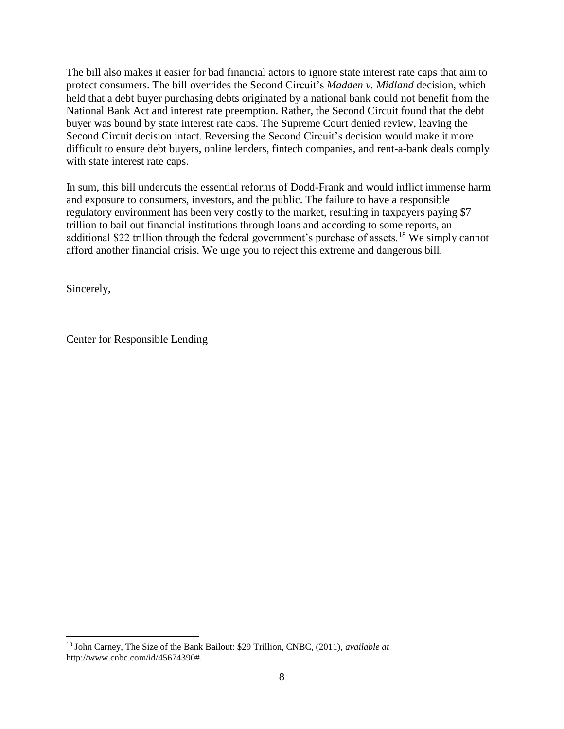The bill also makes it easier for bad financial actors to ignore state interest rate caps that aim to protect consumers. The bill overrides the Second Circuit's *Madden v. Midland* decision, which held that a debt buyer purchasing debts originated by a national bank could not benefit from the National Bank Act and interest rate preemption. Rather, the Second Circuit found that the debt buyer was bound by state interest rate caps. The Supreme Court denied review, leaving the Second Circuit decision intact. Reversing the Second Circuit's decision would make it more difficult to ensure debt buyers, online lenders, fintech companies, and rent-a-bank deals comply with state interest rate caps.

In sum, this bill undercuts the essential reforms of Dodd-Frank and would inflict immense harm and exposure to consumers, investors, and the public. The failure to have a responsible regulatory environment has been very costly to the market, resulting in taxpayers paying $7 trillion to bail out financial institutions through loans and according to some reports, an additional $22 trillion through the federal government's purchase of assets.[18] We simply cannot afford another financial crisis. We urge you to reject this extreme and dangerous bill.

Sincerely,

Center for Responsible Lending

---

[18] John Carney, The Size of the Bank Bailout: $29 Trillion, CNBC, (2011), *available at* http://www.cnbc.com/id/45674390#.